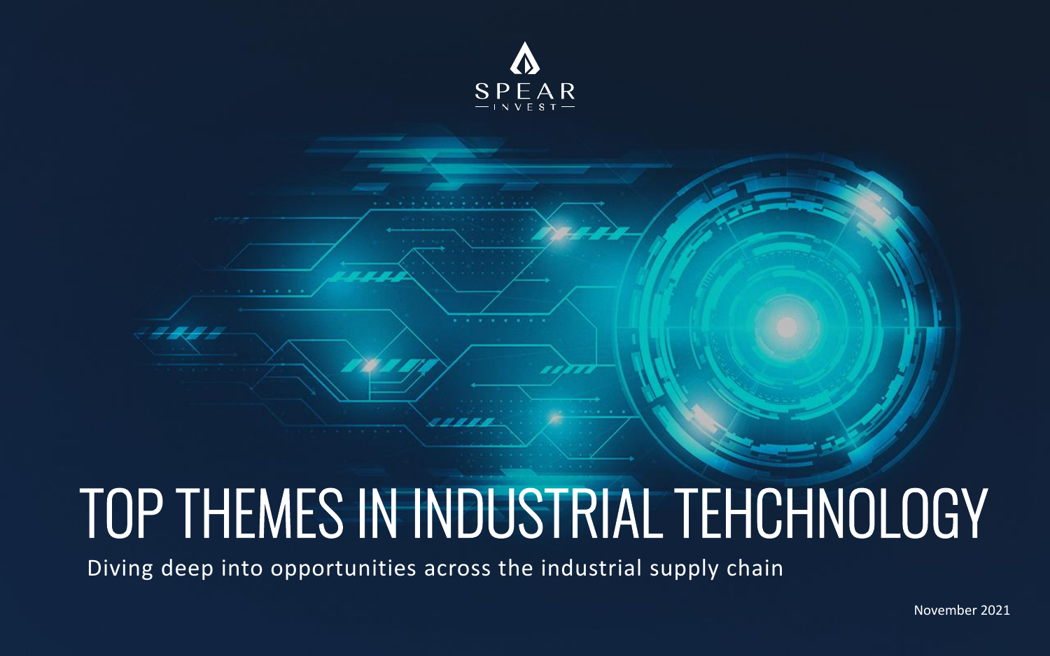SPEAR INVEST

# TOP THEMES IN INDUSTRIAL TEHCHNOLOGY

Diving deep into opportunities across the industrial supply chain

November 2021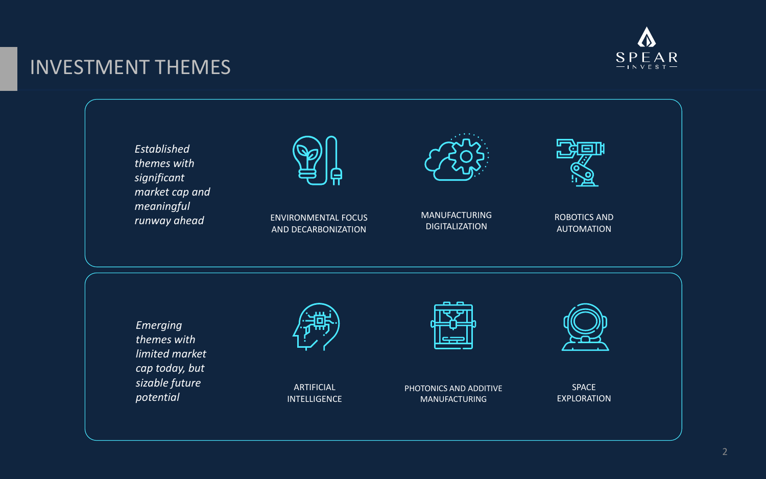# INVESTMENT THEMES

*Established themes with significant market cap and meaningful runway ahead*

- ENVIRONMENTAL FOCUS AND DECARBONIZATION
- MANUFACTURING DIGITALIZATION
- ROBOTICS AND AUTOMATION

*Emerging themes with limited market cap today, but sizable future potential*

- ARTIFICIAL INTELLIGENCE
- PHOTONICS AND ADDITIVE MANUFACTURING
- SPACE EXPLORATION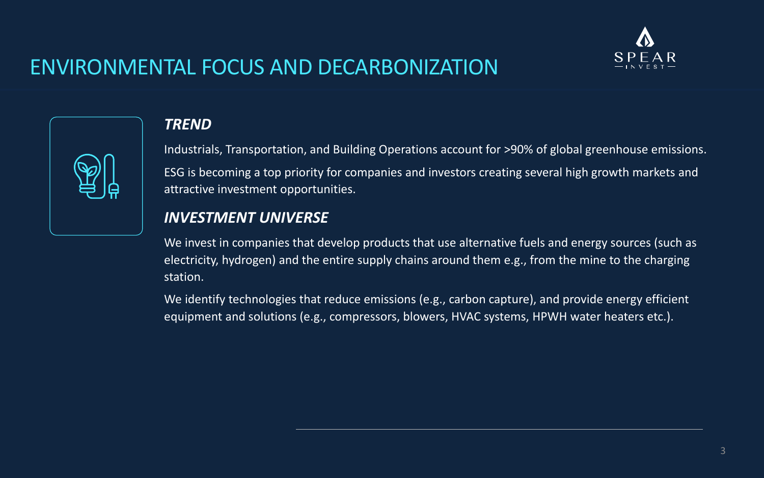# ENVIRONMENTAL FOCUS AND DECARBONIZATION

### *TREND*

Industrials, Transportation, and Building Operations account for >90% of global greenhouse emissions.

ESG is becoming a top priority for companies and investors creating several high growth markets and attractive investment opportunities.

### *INVESTMENT UNIVERSE*

We invest in companies that develop products that use alternative fuels and energy sources (such as electricity, hydrogen) and the entire supply chains around them e.g., from the mine to the charging station.

We identify technologies that reduce emissions (e.g., carbon capture), and provide energy efficient equipment and solutions (e.g., compressors, blowers, HVAC systems, HPWH water heaters etc.).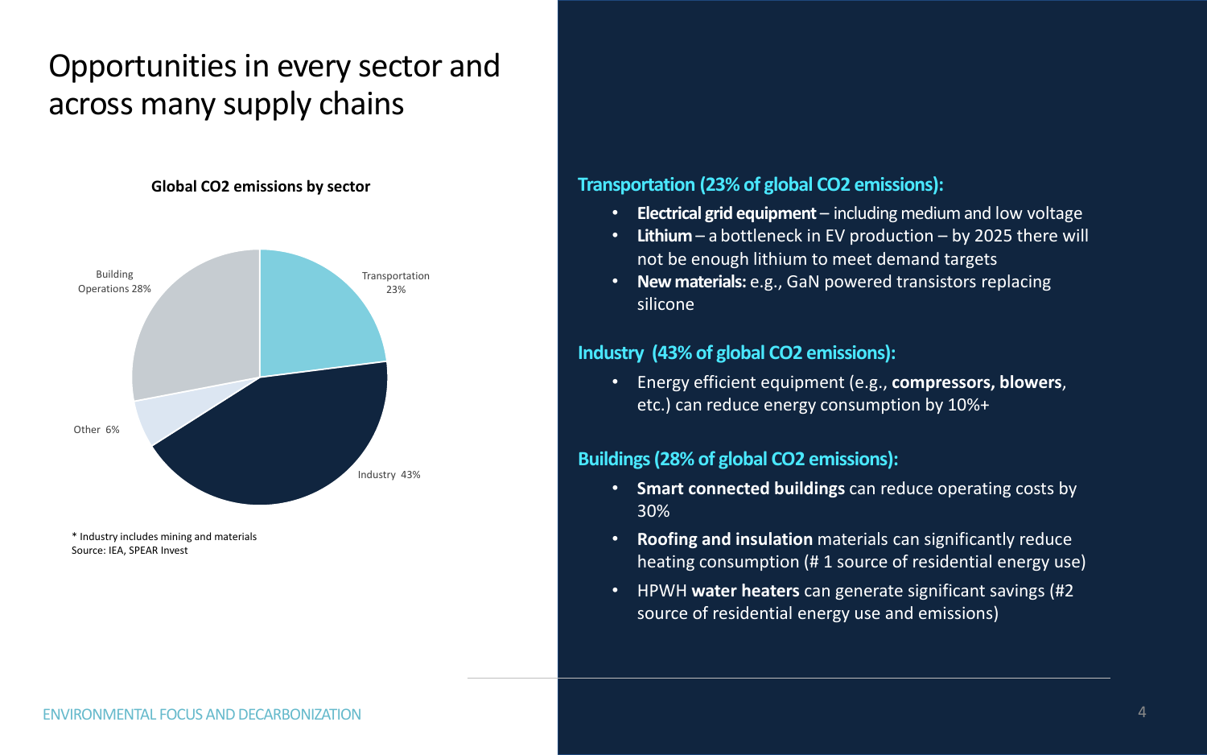# Opportunities in every sector and across many supply chains

**Global CO2 emissions by sector**

| Sector | Share |
| --- | --- |
| Transportation | 23% |
| Industry | 43% |
| Other | 6% |
| Building Operations | 28% |

\* Industry includes mining and materials
Source: IEA, SPEAR Invest

### Transportation (23% of global $CO_2$ emissions):

- **Electrical grid equipment** – including medium and low voltage
- **Lithium** – a bottleneck in EV production – by 2025 there will not be enough lithium to meet demand targets
- **New materials:** e.g., GaN powered transistors replacing silicone

### Industry (43% of global $CO_2$ emissions):

- Energy efficient equipment (e.g., **compressors, blowers**, etc.) can reduce energy consumption by 10%+

### Buildings (28% of global $CO_2$ emissions):

- **Smart connected buildings** can reduce operating costs by 30%
- **Roofing and insulation** materials can significantly reduce heating consumption (# 1 source of residential energy use)
- HPWH **water heaters** can generate significant savings (#2 source of residential energy use and emissions)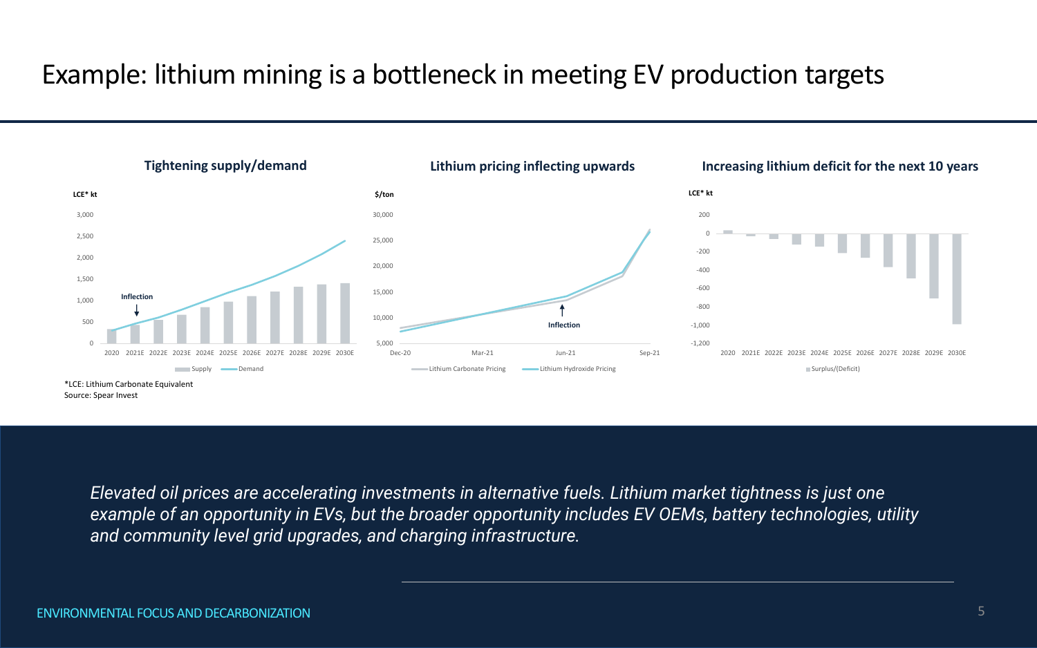# Example: lithium mining is a bottleneck in meeting EV production targets

### Tightening supply/demand

LCE* kt

3,000
2,500
2,000
1,500
1,000
500
0

Inflection

2020 2021E 2022E 2023E 2024E 2025E 2026E 2027E 2028E 2029E 2030E

Supply — Demand

### Lithium pricing inflecting upwards

$/ton

30,000
25,000
20,000
15,000
10,000
5,000

Inflection

Dec-20 Mar-21 Jun-21 Sep-21

Lithium Carbonate Pricing — Lithium Hydroxide Pricing

### Increasing lithium deficit for the next 10 years

LCE* kt

200
0
-200
-400
-600
-800
-1,000
-1,200

2020 2021E 2022E 2023E 2024E 2025E 2026E 2027E 2028E 2029E 2030E

Surplus/(Deficit)

*LCE: Lithium Carbonate Equivalent
Source: Spear Invest

*Elevated oil prices are accelerating investments in alternative fuels. Lithium market tightness is just one example of an opportunity in EVs, but the broader opportunity includes EV OEMs, battery technologies, utility and community level grid upgrades, and charging infrastructure.*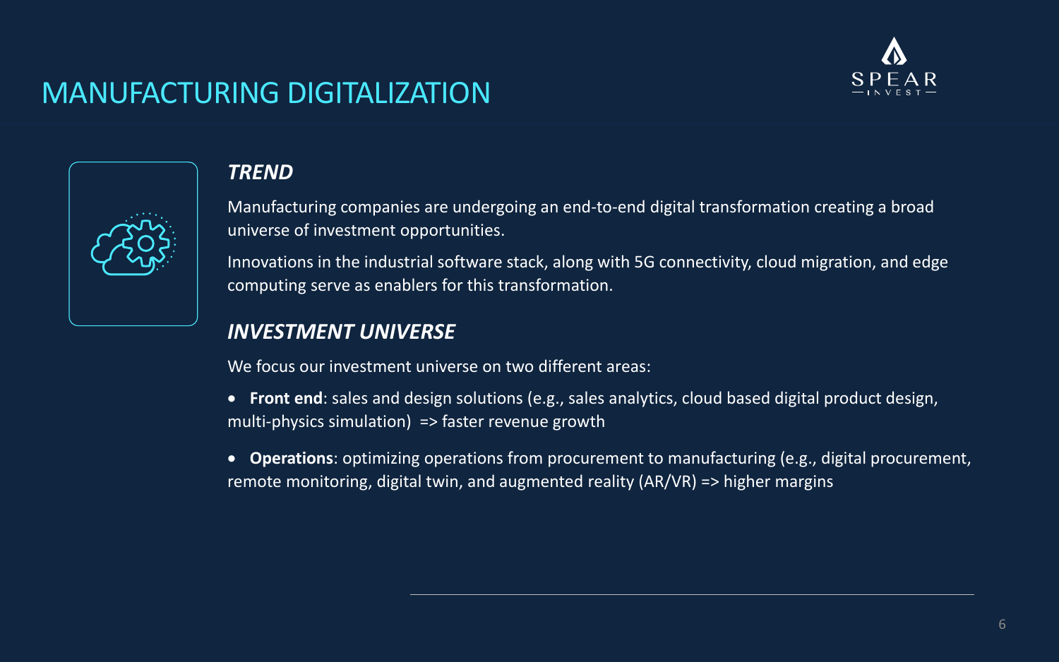# MANUFACTURING DIGITALIZATION

### *TREND*

Manufacturing companies are undergoing an end-to-end digital transformation creating a broad universe of investment opportunities.

Innovations in the industrial software stack, along with 5G connectivity, cloud migration, and edge computing serve as enablers for this transformation.

### *INVESTMENT UNIVERSE*

We focus our investment universe on two different areas:

- **Front end**: sales and design solutions (e.g., sales analytics, cloud based digital product design, multi-physics simulation) => faster revenue growth
- **Operations**: optimizing operations from procurement to manufacturing (e.g., digital procurement, remote monitoring, digital twin, and augmented reality (AR/VR) => higher margins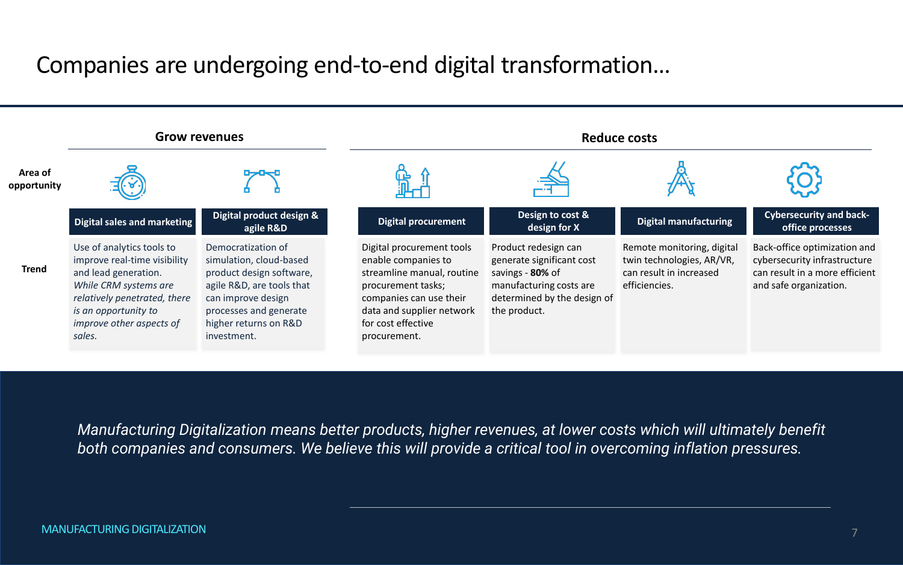# Companies are undergoing end-to-end digital transformation…

| | Grow revenues | | Reduce costs | | | |
|---|---|---|---|---|---|---|
| **Area of opportunity** | **Digital sales and marketing** | **Digital product design & agile R&D** | **Digital procurement** | **Design to cost & design for X** | **Digital manufacturing** | **Cybersecurity and back-office processes** |
| **Trend** | Use of analytics tools to improve real-time visibility and lead generation. *While CRM systems are relatively penetrated, there is an opportunity to improve other aspects of sales.* | Democratization of simulation, cloud-based product design software, agile R&D, are tools that can improve design processes and generate higher returns on R&D investment. | Digital procurement tools enable companies to streamline manual, routine procurement tasks; companies can use their data and supplier network for cost effective procurement. | Product redesign can generate significant cost savings - **80%** of manufacturing costs are determined by the design of the product. | Remote monitoring, digital twin technologies, AR/VR, can result in increased efficiencies. | Back-office optimization and cybersecurity infrastructure can result in a more efficient and safe organization. |

*Manufacturing Digitalization means better products, higher revenues, at lower costs which will ultimately benefit both companies and consumers. We believe this will provide a critical tool in overcoming inflation pressures.*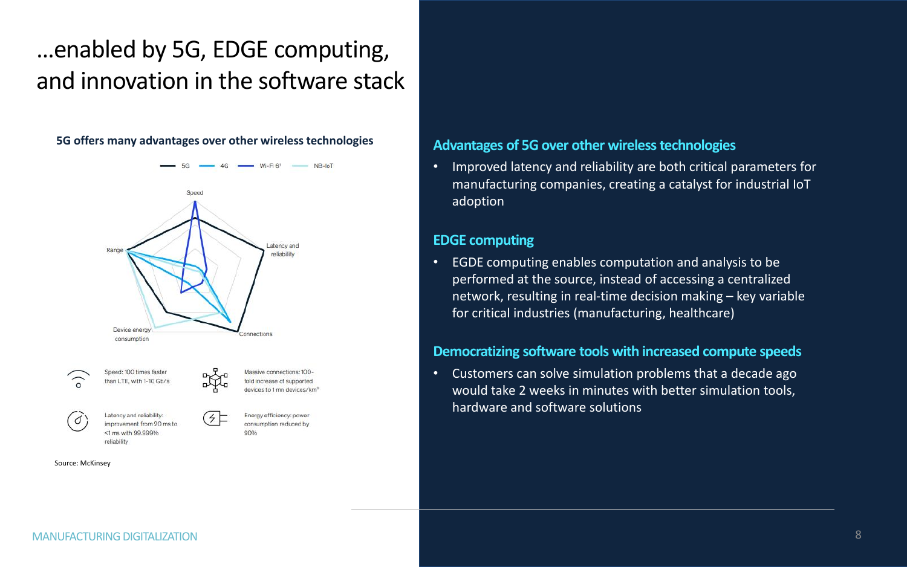# …enabled by 5G, EDGE computing, and innovation in the software stack

**5G offers many advantages over other wireless technologies**

5G | 4G | Wi-Fi 6[1] | NB-IoT

Speed | Latency and reliability | Connections | Device energy consumption | Range

Speed: 100 times faster than LTE, with 1-10 Gb/s

Massive connections: 100-fold increase of supported devices to 1 mn devices/km²

Latency and reliability: improvement from 20 ms to <1 ms with 99.999% reliability

Energy efficiency: power consumption reduced by 90%

Source: McKinsey

## Advantages of 5G over other wireless technologies

- Improved latency and reliability are both critical parameters for manufacturing companies, creating a catalyst for industrial IoT adoption

## EDGE computing

- EGDE computing enables computation and analysis to be performed at the source, instead of accessing a centralized network, resulting in real-time decision making – key variable for critical industries (manufacturing, healthcare)

## Democratizing software tools with increased compute speeds

- Customers can solve simulation problems that a decade ago would take 2 weeks in minutes with better simulation tools, hardware and software solutions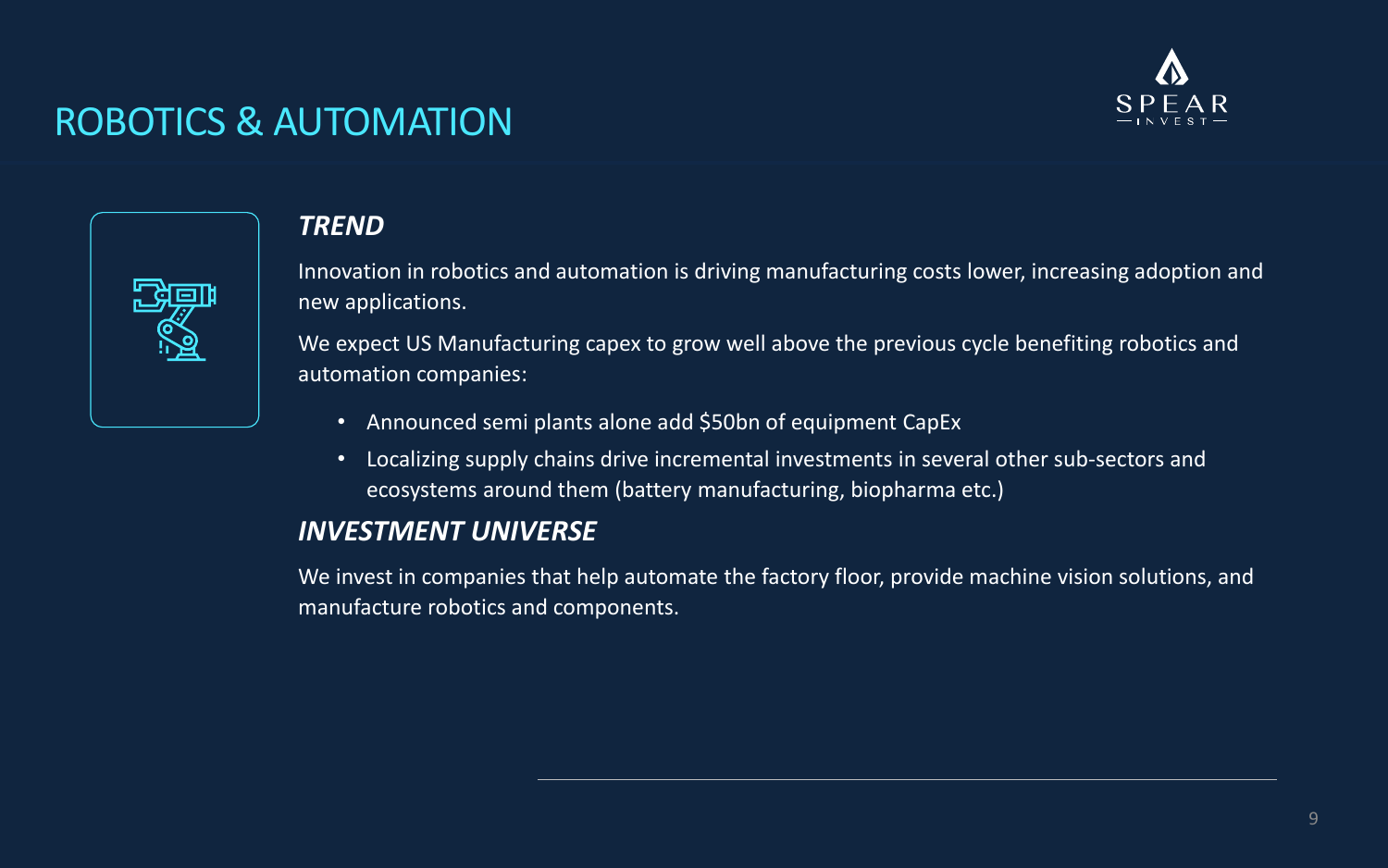# ROBOTICS & AUTOMATION

### *TREND*

Innovation in robotics and automation is driving manufacturing costs lower, increasing adoption and new applications.

We expect US Manufacturing capex to grow well above the previous cycle benefiting robotics and automation companies:

- Announced semi plants alone add $50bn of equipment CapEx
- Localizing supply chains drive incremental investments in several other sub-sectors and ecosystems around them (battery manufacturing, biopharma etc.)

### *INVESTMENT UNIVERSE*

We invest in companies that help automate the factory floor, provide machine vision solutions, and manufacture robotics and components.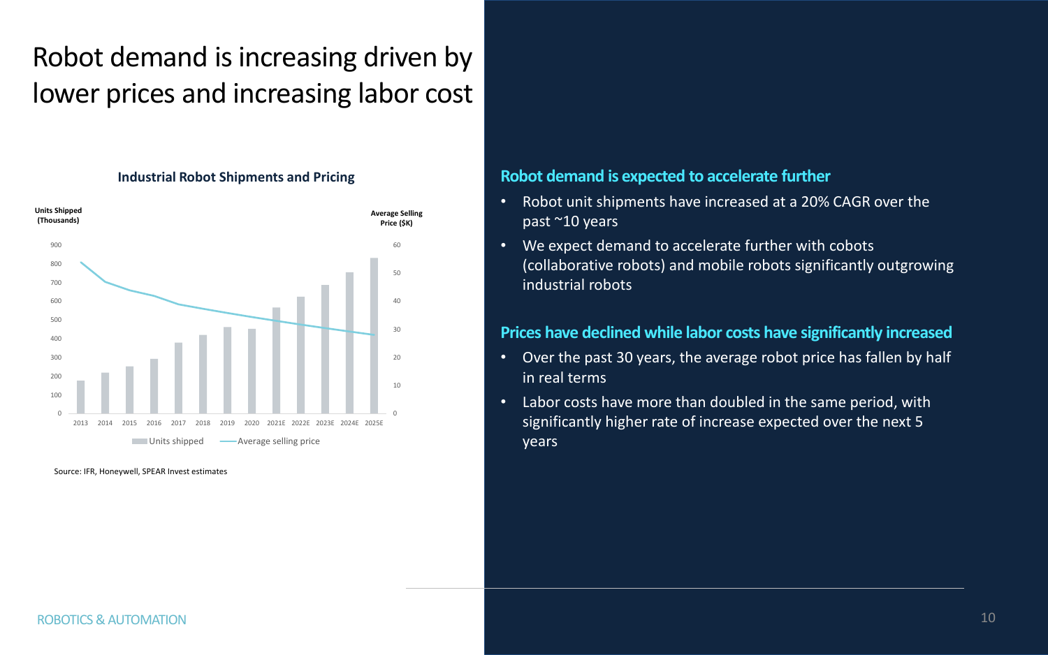# Robot demand is increasing driven by lower prices and increasing labor cost

**Industrial Robot Shipments and Pricing**

Units Shipped (Thousands) | Average Selling Price ($K)

Units shipped — Average selling price

Source: IFR, Honeywell, SPEAR Invest estimates

## Robot demand is expected to accelerate further

- Robot unit shipments have increased at a 20% CAGR over the past ~10 years
- We expect demand to accelerate further with cobots (collaborative robots) and mobile robots significantly outgrowing industrial robots

## Prices have declined while labor costs have significantly increased

- Over the past 30 years, the average robot price has fallen by half in real terms
- Labor costs have more than doubled in the same period, with significantly higher rate of increase expected over the next 5 years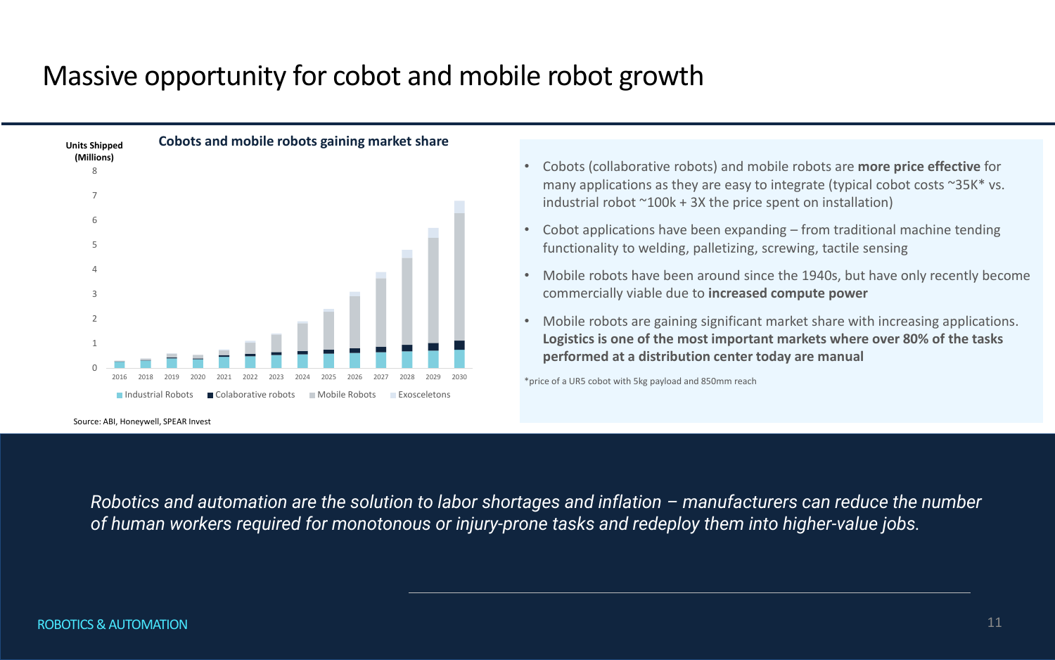# Massive opportunity for cobot and mobile robot growth

**Cobots and mobile robots gaining market share**

Units Shipped (Millions)

Industrial Robots | Colaborative robots | Mobile Robots | Exosceletons

Source: ABI, Honeywell, SPEAR Invest

- Cobots (collaborative robots) and mobile robots are **more price effective** for many applications as they are easy to integrate (typical cobot costs ~35K* vs. industrial robot ~100k + 3X the price spent on installation)
- Cobot applications have been expanding – from traditional machine tending functionality to welding, palletizing, screwing, tactile sensing
- Mobile robots have been around since the 1940s, but have only recently become commercially viable due to **increased compute power**
- Mobile robots are gaining significant market share with increasing applications. **Logistics is one of the most important markets where over 80% of the tasks performed at a distribution center today are manual**

*price of a UR5 cobot with 5kg payload and 850mm reach

*Robotics and automation are the solution to labor shortages and inflation – manufacturers can reduce the number of human workers required for monotonous or injury-prone tasks and redeploy them into higher-value jobs.*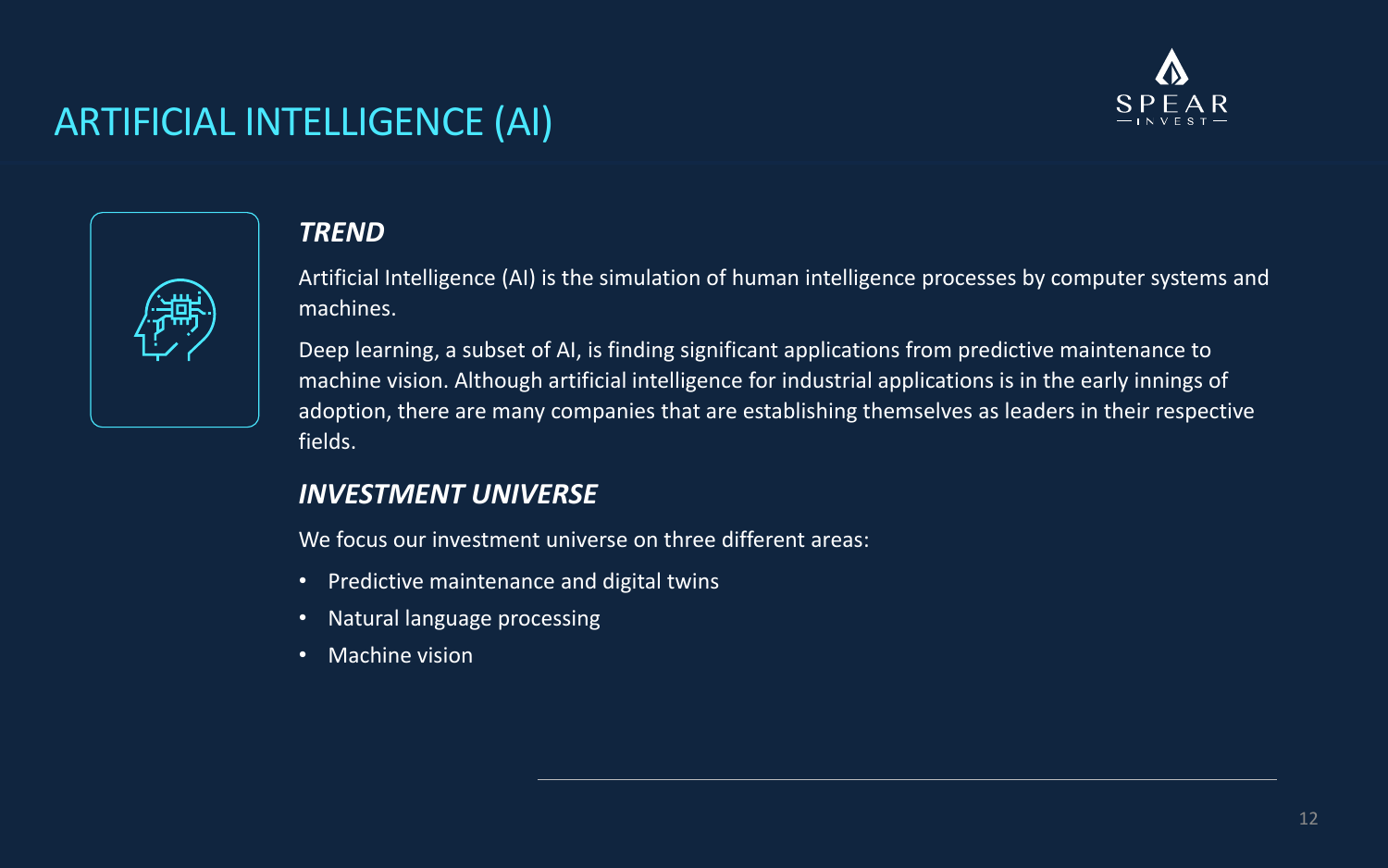# ARTIFICIAL INTELLIGENCE (AI)

## *TREND*

Artificial Intelligence (AI) is the simulation of human intelligence processes by computer systems and machines.

Deep learning, a subset of AI, is finding significant applications from predictive maintenance to machine vision. Although artificial intelligence for industrial applications is in the early innings of adoption, there are many companies that are establishing themselves as leaders in their respective fields.

## *INVESTMENT UNIVERSE*

We focus our investment universe on three different areas:

- Predictive maintenance and digital twins
- Natural language processing
- Machine vision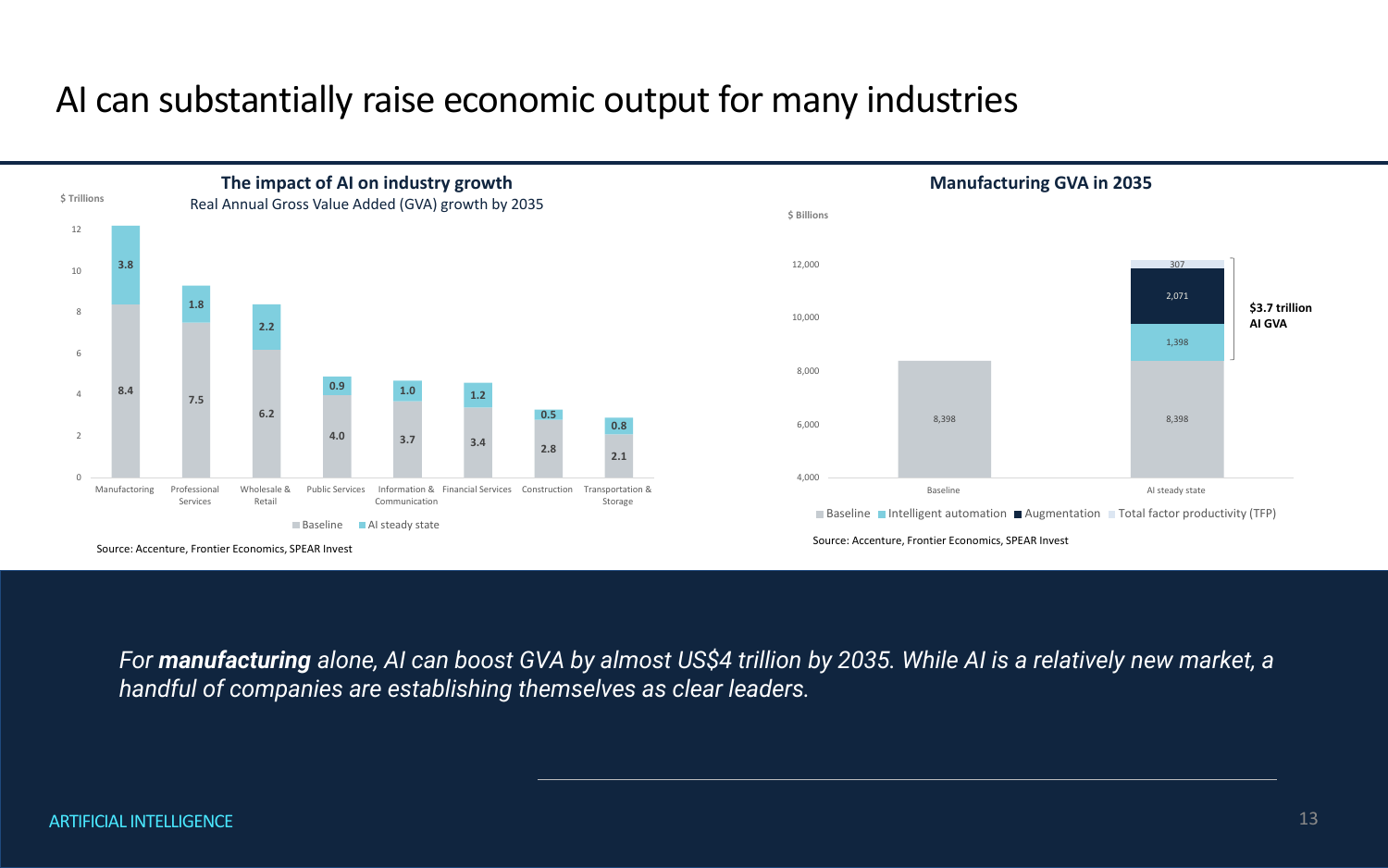# AI can substantially raise economic output for many industries

## The impact of AI on industry growth

Real Annual Gross Value Added (GVA) growth by 2035

$ Trillions

| Industry | Baseline | AI steady state |
|---|---|---|
| Manufacturing | 8.4 | 3.8 |
| Professional Services | 7.5 | 1.8 |
| Wholesale & Retail | 6.2 | 2.2 |
| Public Services | 4.0 | 0.9 |
| Information & Communication | 3.7 | 1.0 |
| Financial Services | 3.4 | 1.2 |
| Construction | 2.8 | 0.5 |
| Transportation & Storage | 2.1 | 0.8 |

Source: Accenture, Frontier Economics, SPEAR Invest

## Manufacturing GVA in 2035

$ Billions

| | Baseline | Intelligent automation | Augmentation | Total factor productivity (TFP) |
|---|---|---|---|---|
| Baseline | 8,398 | | | |
| AI steady state | 8,398 | 1,398 | 2,071 | 307 |

$3.7 trillion AI GVA

Source: Accenture, Frontier Economics, SPEAR Invest

*For **manufacturing** alone, AI can boost GVA by almost US$4 trillion by 2035. While AI is a relatively new market, a handful of companies are establishing themselves as clear leaders.*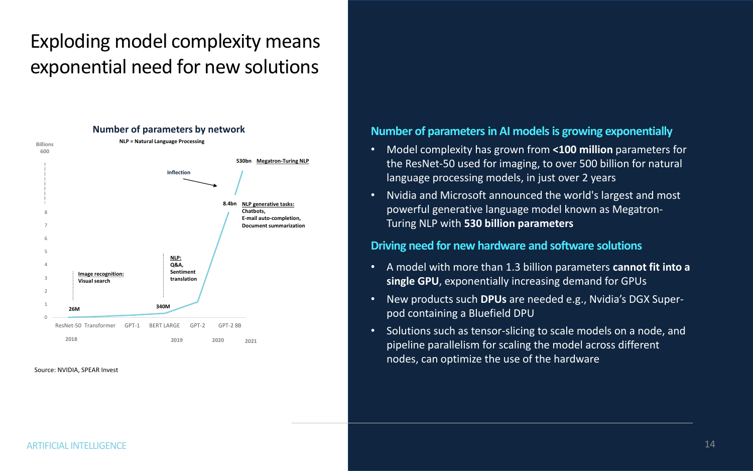# Exploding model complexity means exponential need for new solutions

**Number of parameters by network**

NLP = Natural Language Processing

Billions

600

| Network | Year | Parameters |
|---|---|---|
| ResNet-50 | 2018 | 26M |
| Transformer | 2018 | |
| GPT-1 | 2018 | |
| BERT LARGE | 2019 | 340M |
| GPT-2 | 2019 | |
| GPT-2 8B | 2020 | 8.4bn |
| Megatron-Turing NLP | 2021 | 530bn |

Image recognition: Visual search

NLP: Q&A, Sentiment translation

NLP generative tasks: Chatbots, E-mail auto-completion, Document summarization

Inflection

Source: NVIDIA, SPEAR Invest

## Number of parameters in AI models is growing exponentially

- Model complexity has grown from **<100 million** parameters for the ResNet-50 used for imaging, to over 500 billion for natural language processing models, in just over 2 years
- Nvidia and Microsoft announced the world's largest and most powerful generative language model known as Megatron-Turing NLP with **530 billion parameters**

## Driving need for new hardware and software solutions

- A model with more than 1.3 billion parameters **cannot fit into a single GPU**, exponentially increasing demand for GPUs
- New products such **DPUs** are needed e.g., Nvidia's DGX Super-pod containing a Bluefield DPU
- Solutions such as tensor-slicing to scale models on a node, and pipeline parallelism for scaling the model across different nodes, can optimize the use of the hardware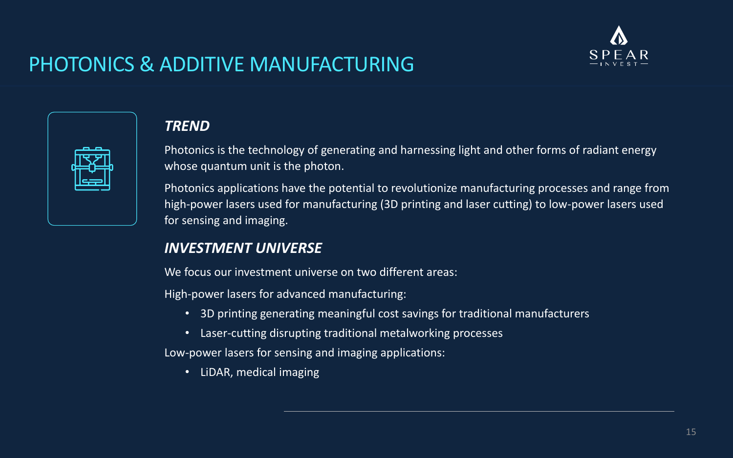# PHOTONICS & ADDITIVE MANUFACTURING

### *TREND*

Photonics is the technology of generating and harnessing light and other forms of radiant energy whose quantum unit is the photon.

Photonics applications have the potential to revolutionize manufacturing processes and range from high-power lasers used for manufacturing (3D printing and laser cutting) to low-power lasers used for sensing and imaging.

### *INVESTMENT UNIVERSE*

We focus our investment universe on two different areas:

High-power lasers for advanced manufacturing:

- 3D printing generating meaningful cost savings for traditional manufacturers
- Laser-cutting disrupting traditional metalworking processes

Low-power lasers for sensing and imaging applications:

- LiDAR, medical imaging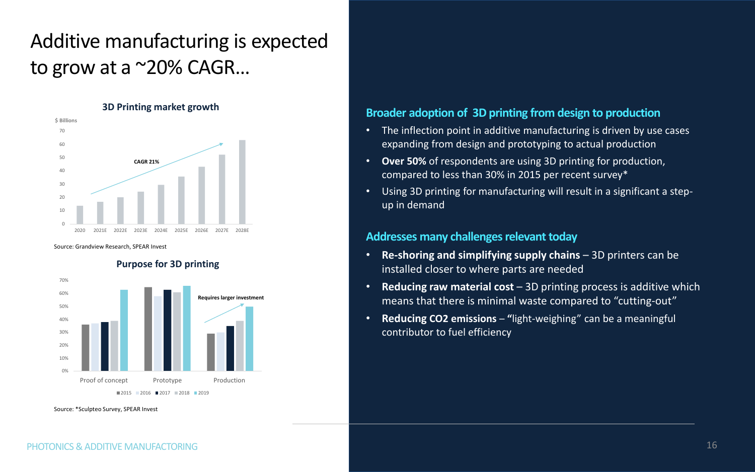# Additive manufacturing is expected to grow at a ~20% CAGR…

**3D Printing market growth**

$ Billions

CAGR 21%

2020, 2021E, 2022E, 2023E, 2024E, 2025E, 2026E, 2027E, 2028E

Source: Grandview Research, SPEAR Invest

**Purpose for 3D printing**

Requires larger investment

Proof of concept, Prototype, Production

2015, 2016, 2017, 2018, 2019

Source: *Sculpteo Survey, SPEAR Invest

## Broader adoption of 3D printing from design to production

- The inflection point in additive manufacturing is driven by use cases expanding from design and prototyping to actual production
- **Over 50%** of respondents are using 3D printing for production, compared to less than 30% in 2015 per recent survey*
- Using 3D printing for manufacturing will result in a significant a step-up in demand

## Addresses many challenges relevant today

- **Re-shoring and simplifying supply chains** – 3D printers can be installed closer to where parts are needed
- **Reducing raw material cost** – 3D printing process is additive which means that there is minimal waste compared to "cutting-out"
- **Reducing $CO_2$ emissions** – "light-weighing" can be a meaningful contributor to fuel efficiency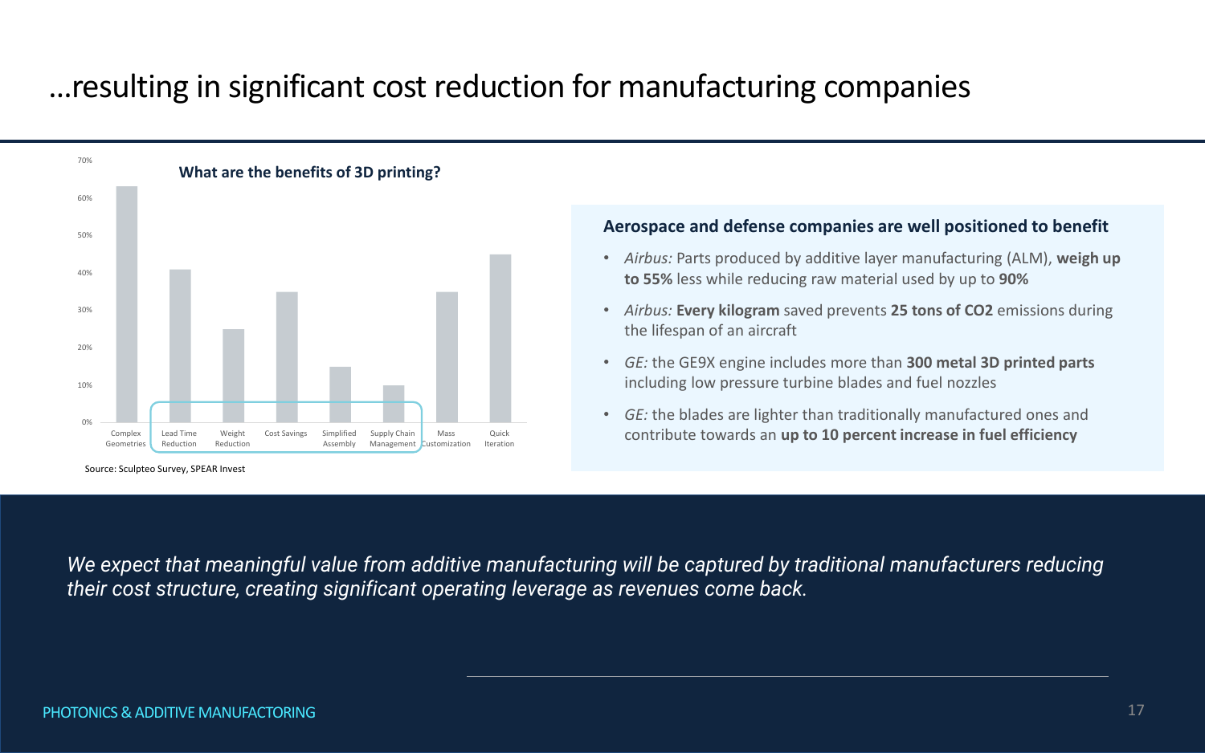# …resulting in significant cost reduction for manufacturing companies

**What are the benefits of 3D printing?**

| Benefit | Approx. share |
|---|---|
| Complex Geometries | ~63% |
| Lead Time Reduction | ~41% |
| Weight Reduction | ~25% |
| Cost Savings | ~35% |
| Simplified Assembly | ~15% |
| Supply Chain Management | ~10% |
| Mass Customization | ~35% |
| Quick Iteration | ~45% |

Source: Sculpteo Survey, SPEAR Invest

### Aerospace and defense companies are well positioned to benefit

- *Airbus:* Parts produced by additive layer manufacturing (ALM), **weigh up to 55%** less while reducing raw material used by up to **90%**
- *Airbus:* **Every kilogram** saved prevents **25 tons of $CO_2$** emissions during the lifespan of an aircraft
- *GE:* the GE9X engine includes more than **300 metal 3D printed parts** including low pressure turbine blades and fuel nozzles
- *GE:* the blades are lighter than traditionally manufactured ones and contribute towards an **up to 10 percent increase in fuel efficiency**

*We expect that meaningful value from additive manufacturing will be captured by traditional manufacturers reducing their cost structure, creating significant operating leverage as revenues come back.*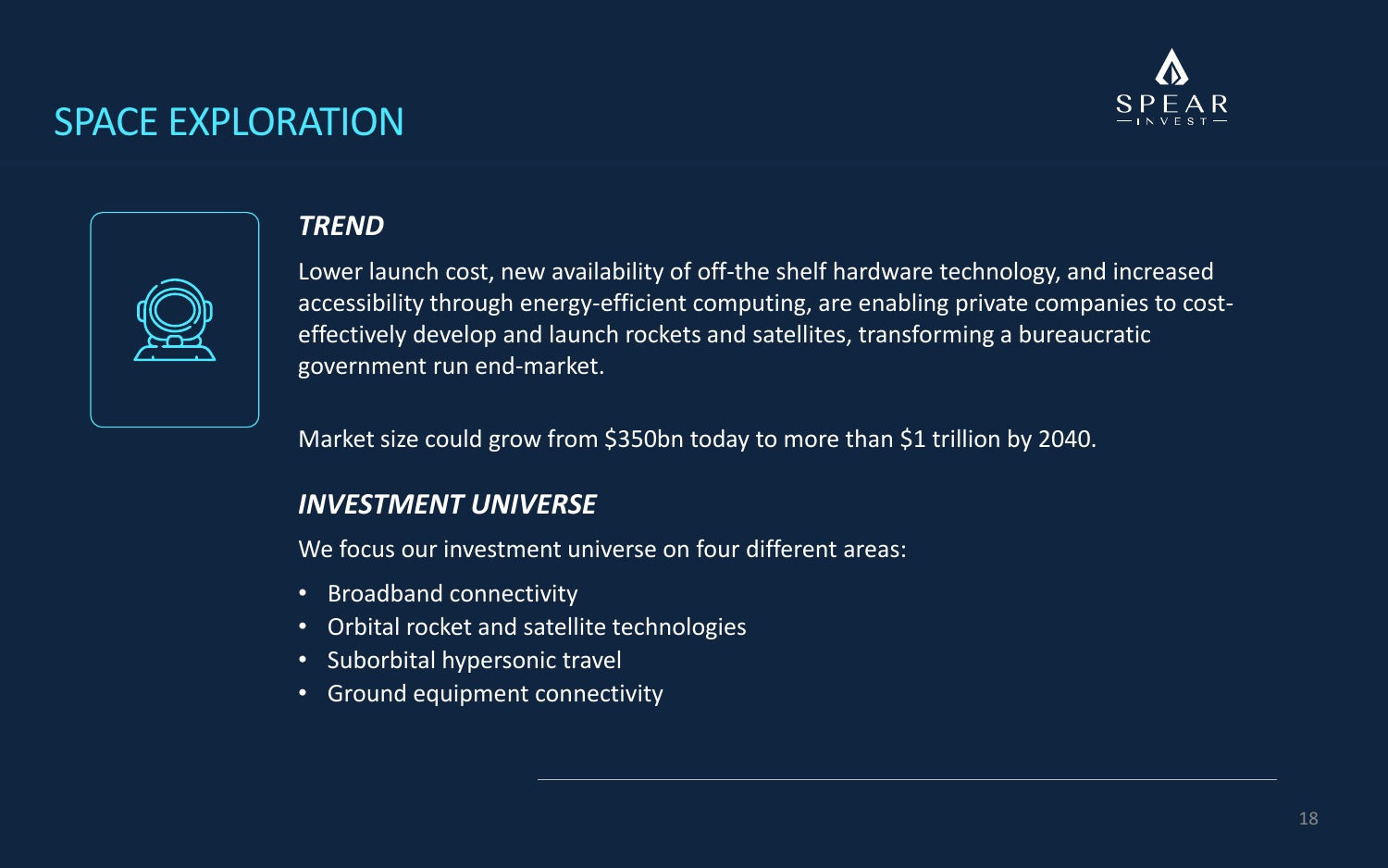# SPACE EXPLORATION

### *TREND*

Lower launch cost, new availability of off-the shelf hardware technology, and increased accessibility through energy-efficient computing, are enabling private companies to cost-effectively develop and launch rockets and satellites, transforming a bureaucratic government run end-market.

Market size could grow from $350bn today to more than $1 trillion by 2040.

### *INVESTMENT UNIVERSE*

We focus our investment universe on four different areas:

- Broadband connectivity
- Orbital rocket and satellite technologies
- Suborbital hypersonic travel
- Ground equipment connectivity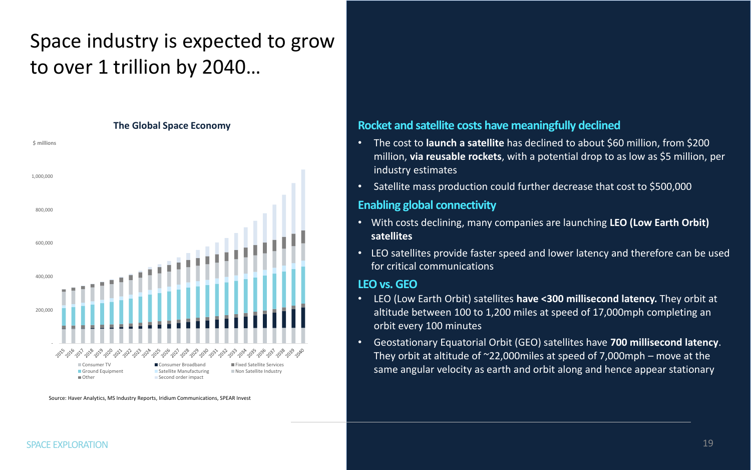# Space industry is expected to grow to over 1 trillion by 2040…

**The Global Space Economy**

$ millions

Consumer TV, Consumer Broadband, Fixed Satellite Services, Ground Equipment, Satellite Manufacturing, Non Satellite Industry, Other, Second order impact

Source: Haver Analytics, MS Industry Reports, Iridium Communications, SPEAR Invest

## Rocket and satellite costs have meaningfully declined

- The cost to **launch a satellite** has declined to about $60 million, from $200 million, **via reusable rockets**, with a potential drop to as low as $5 million, per industry estimates
- Satellite mass production could further decrease that cost to $500,000

## Enabling global connectivity

- With costs declining, many companies are launching **LEO (Low Earth Orbit) satellites**
- LEO satellites provide faster speed and lower latency and therefore can be used for critical communications

## LEO vs. GEO

- LEO (Low Earth Orbit) satellites **have <300 millisecond latency.** They orbit at altitude between 100 to 1,200 miles at speed of 17,000mph completing an orbit every 100 minutes
- Geostationary Equatorial Orbit (GEO) satellites have **700 millisecond latency**. They orbit at altitude of ~22,000miles at speed of 7,000mph – move at the same angular velocity as earth and orbit along and hence appear stationary

SPACE EXPLORATION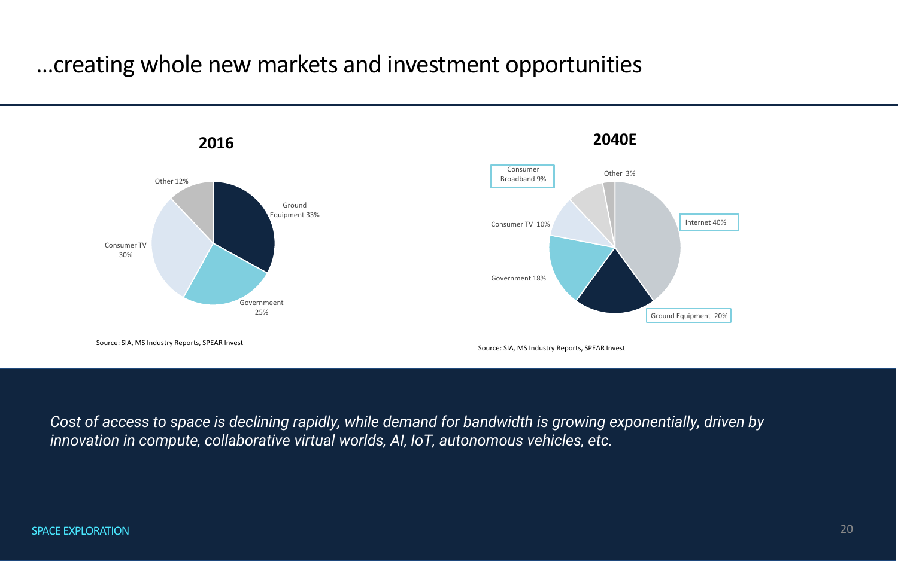# ...creating whole new markets and investment opportunities

**2016**

| Segment | Share |
|---|---|
| Ground Equipment | 33% |
| Governmeent | 25% |
| Consumer TV | 30% |
| Other | 12% |

Source: SIA, MS Industry Reports, SPEAR Invest

**2040E**

| Segment | Share |
|---|---|
| Internet | 40% |
| Ground Equipment | 20% |
| Government | 18% |
| Consumer TV | 10% |
| Consumer Broadband | 9% |
| Other | 3% |

Source: SIA, MS Industry Reports, SPEAR Invest

*Cost of access to space is declining rapidly, while demand for bandwidth is growing exponentially, driven by innovation in compute, collaborative virtual worlds, AI, IoT, autonomous vehicles, etc.*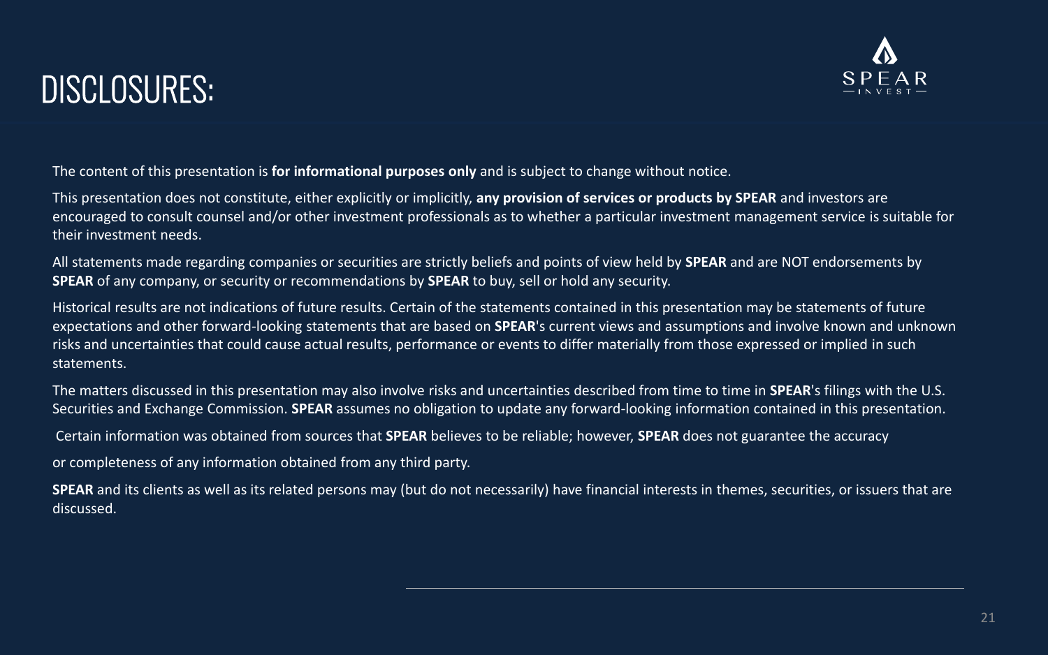# DISCLOSURES:

The content of this presentation is **for informational purposes only** and is subject to change without notice.

This presentation does not constitute, either explicitly or implicitly, **any provision of services or products by SPEAR** and investors are encouraged to consult counsel and/or other investment professionals as to whether a particular investment management service is suitable for their investment needs.

All statements made regarding companies or securities are strictly beliefs and points of view held by **SPEAR** and are NOT endorsements by **SPEAR** of any company, or security or recommendations by **SPEAR** to buy, sell or hold any security.

Historical results are not indications of future results. Certain of the statements contained in this presentation may be statements of future expectations and other forward-looking statements that are based on **SPEAR**'s current views and assumptions and involve known and unknown risks and uncertainties that could cause actual results, performance or events to differ materially from those expressed or implied in such statements.

The matters discussed in this presentation may also involve risks and uncertainties described from time to time in **SPEAR**'s filings with the U.S. Securities and Exchange Commission. **SPEAR** assumes no obligation to update any forward-looking information contained in this presentation.

Certain information was obtained from sources that **SPEAR** believes to be reliable; however, **SPEAR** does not guarantee the accuracy

or completeness of any information obtained from any third party.

**SPEAR** and its clients as well as its related persons may (but do not necessarily) have financial interests in themes, securities, or issuers that are discussed.